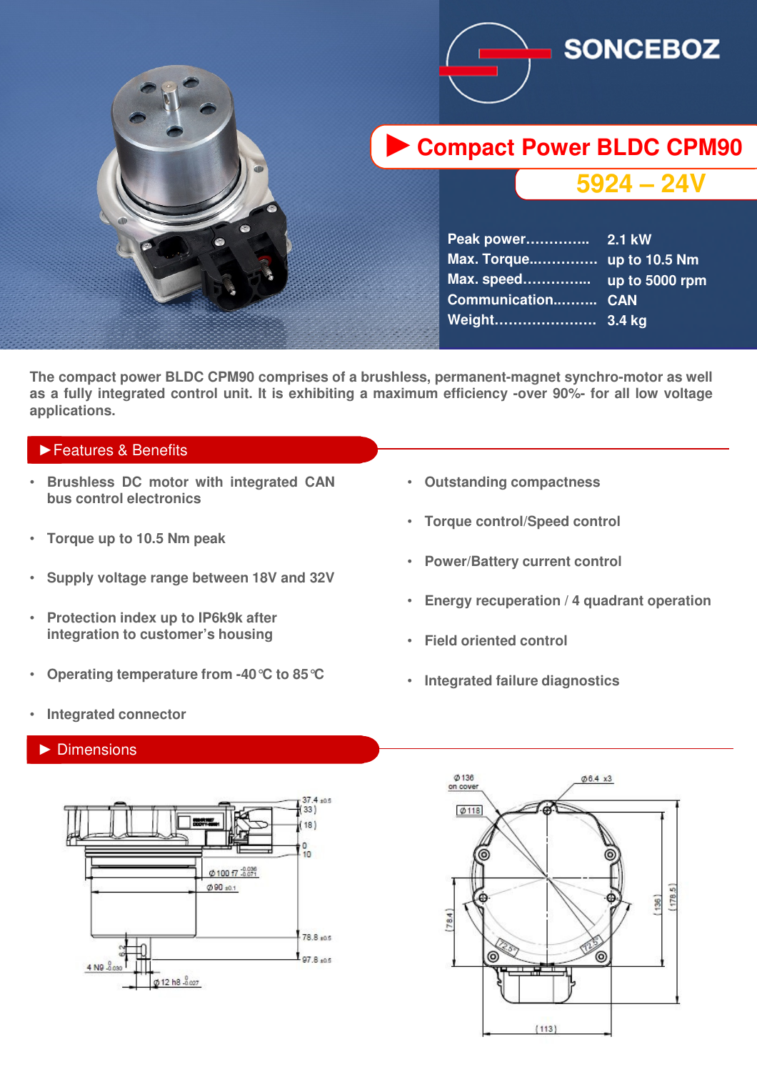SONCEBOZ

# Compact Power BLDC CPM90

## 5924 – 24V

| | |
|---|---|
| Peak power............. | 2.1 kW |
| Max. Torque............... | up to 10.5 Nm |
| Max. speed............... | up to 5000 rpm |
| Communication.......... | CAN |
| Weight...................... | 3.4 kg |

The compact power BLDC CPM90 comprises of a brushless, permanent-magnet synchro-motor as well as a fully integrated control unit. It is exhibiting a maximum efficiency -over 90%- for all low voltage applications.

## ► Features & Benefits

- Brushless DC motor with integrated CAN bus control electronics
- Torque up to 10.5 Nm peak
- Supply voltage range between 18V and 32V
- Protection index up to IP6k9k after integration to customer's housing
- Operating temperature from -40 °C to 85 °C
- Integrated connector
- Outstanding compactness
- Torque control/Speed control
- Power/Battery current control
- Energy recuperation / 4 quadrant operation
- Field oriented control
- Integrated failure diagnostics

## ► Dimensions

37.4 ±0.5
( 33 )
( 18 )
0
10
Ø 100 f7 -0.036 -0.071
Ø 90 ±0.1
78.8 ±0.5
97.8 ±0.5
4 N9 0 -0.030
Ø 12 h8 0 -0.027

Ø 136 on cover
Ø 6.4 x3
Ø 118
72.5°
72.5°
( 78.4 )
( 136 )
( 178.5 )
( 113 )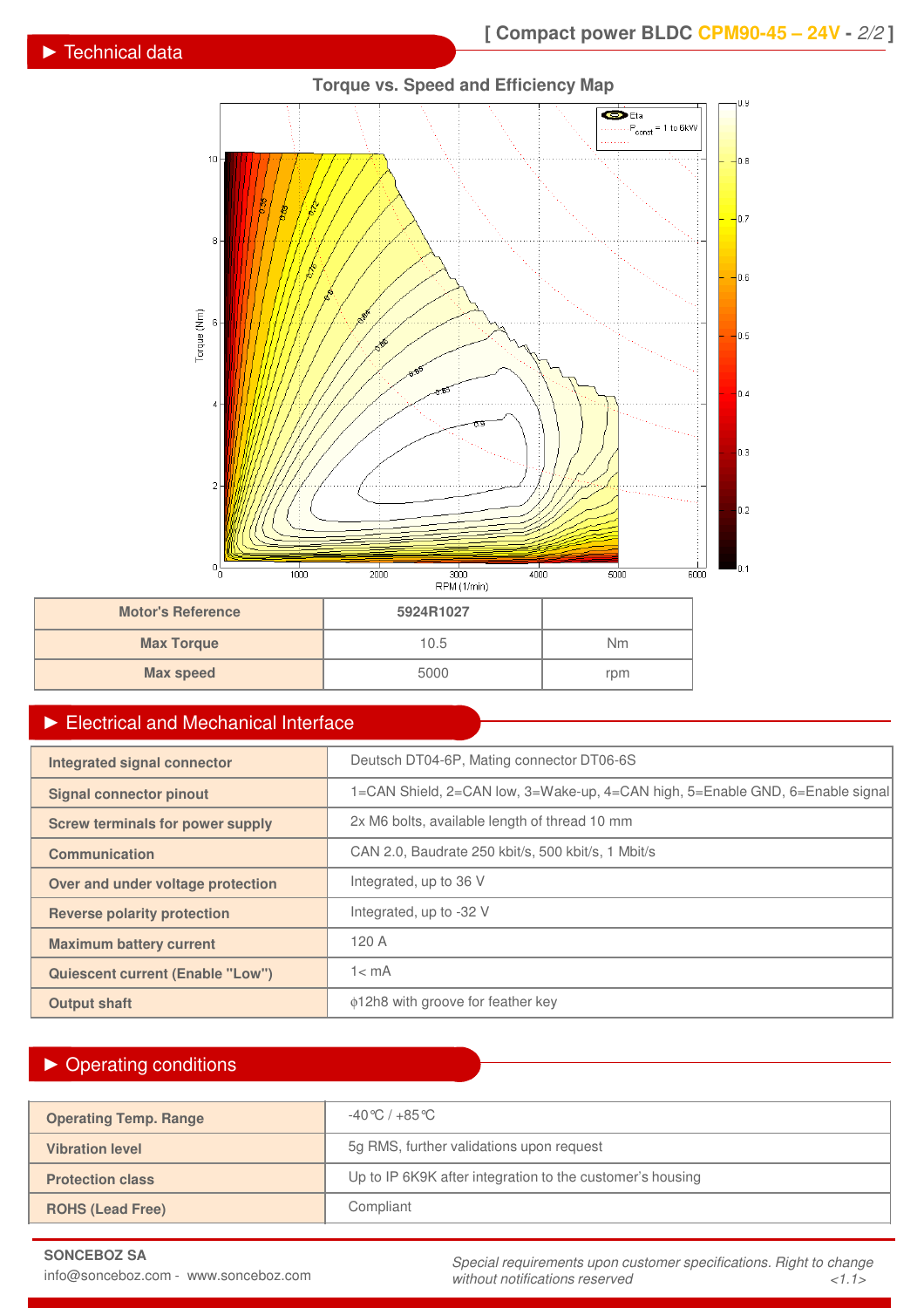## ► Technical data

### Torque vs. Speed and Efficiency Map

Eta
$P_{const}$ = 1 to 6kW

Torque (Nm)

RPM (1/min)

0
1000
2000
3000
4000
5000
6000

0
2
4
6
8
10

0.56
0.64
0.72
0.76
0.8
0.84
0.86
0.88
0.89
0.9

0.1
0.2
0.3
0.4
0.5
0.6
0.7
0.8
0.9

| Motor's Reference | 5924R1027 | |
|---|---|---|
| Max Torque | 10.5 | Nm |
| Max speed | 5000 | rpm |

## ► Electrical and Mechanical Interface

| | |
|---|---|
| **Integrated signal connector** | Deutsch DT04-6P, Mating connector DT06-6S |
| **Signal connector pinout** | 1=CAN Shield, 2=CAN low, 3=Wake-up, 4=CAN high, 5=Enable GND, 6=Enable signal |
| **Screw terminals for power supply** | 2x M6 bolts, available length of thread 10 mm |
| **Communication** | CAN 2.0, Baudrate 250 kbit/s, 500 kbit/s, 1 Mbit/s |
| **Over and under voltage protection** | Integrated, up to 36 V |
| **Reverse polarity protection** | Integrated, up to -32 V |
| **Maximum battery current** | 120 A |
| **Quiescent current (Enable "Low")** | 1< mA |
| **Output shaft** | ϕ12h8 with groove for feather key |

## ► Operating conditions

| | |
|---|---|
| **Operating Temp. Range** | -40℃ / +85℃ |
| **Vibration level** | 5g RMS, further validations upon request |
| **Protection class** | Up to IP 6K9K after integration to the customer's housing |
| **ROHS (Lead Free)** | Compliant |

**SONCEBOZ SA**
info@sonceboz.com - www.sonceboz.com

*Special requirements upon customer specifications. Right to change without notifications reserved* *<1.1>*